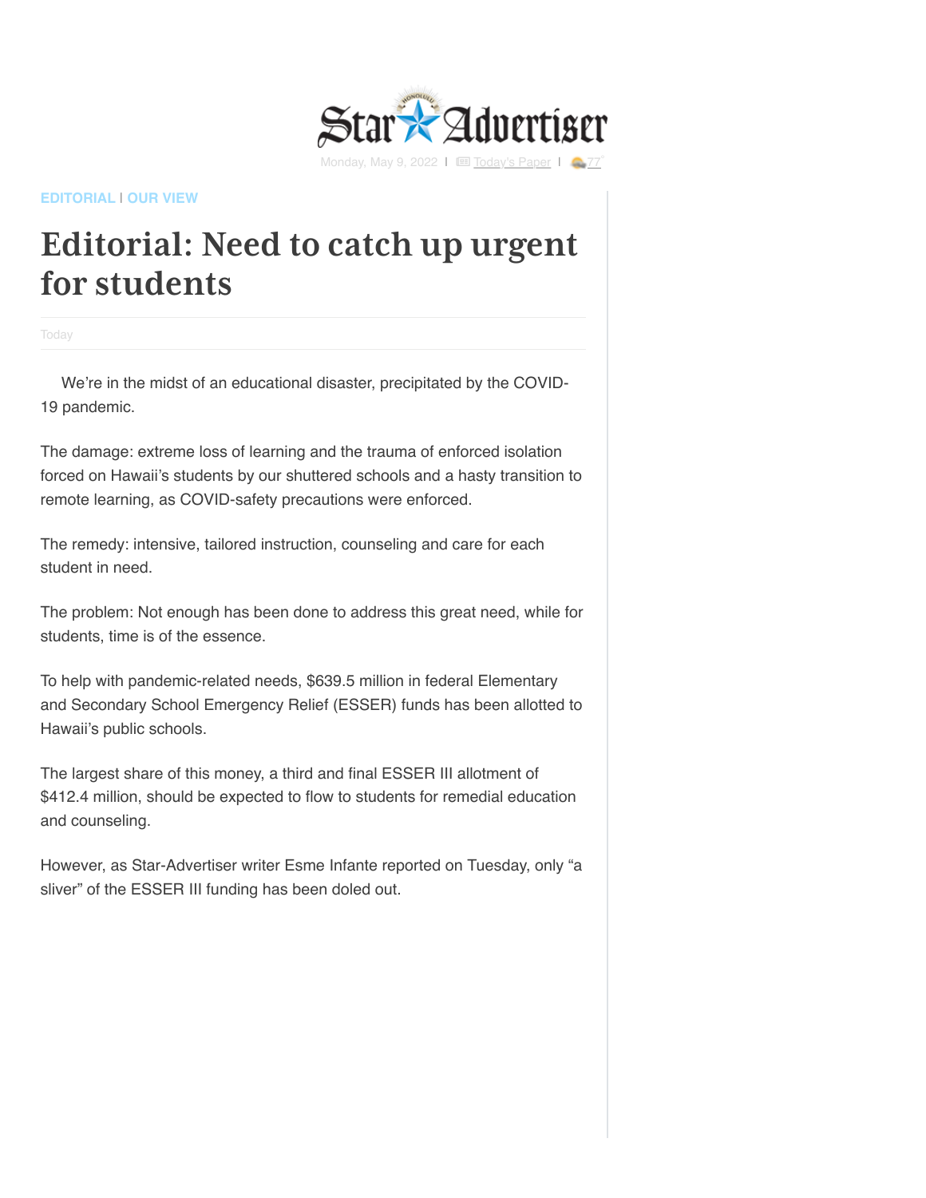EDITORIAL | OUR VIEW

# Editorial: Need to catch up urgent for students

Today

We're in the midst of an educational disaster, precipitated by the COVID-19 pandemic.

The damage: extreme loss of learning and the trauma of enforced isolation forced on Hawaii's students by our shuttered schools and a hasty transition to remote learning, as COVID-safety precautions were enforced.

The remedy: intensive, tailored instruction, counseling and care for each student in need.

The problem: Not enough has been done to address this great need, while for students, time is of the essence.

To help with pandemic-related needs, $639.5 million in federal Elementary and Secondary School Emergency Relief (ESSER) funds has been allotted to Hawaii's public schools.

The largest share of this money, a third and final ESSER III allotment of $412.4 million, should be expected to flow to students for remedial education and counseling.

However, as Star-Advertiser writer Esme Infante reported on Tuesday, only "a sliver" of the ESSER III funding has been doled out.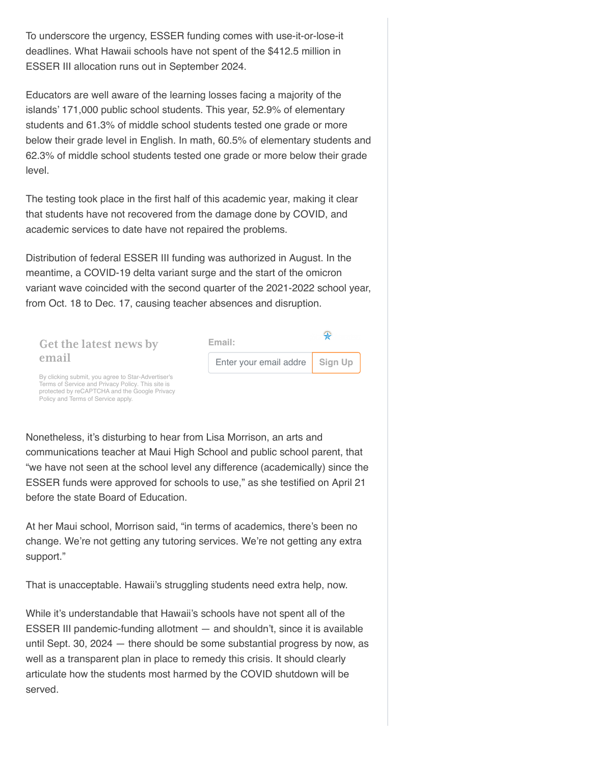To underscore the urgency, ESSER funding comes with use-it-or-lose-it deadlines. What Hawaii schools have not spent of the $412.5 million in ESSER III allocation runs out in September 2024.

Educators are well aware of the learning losses facing a majority of the islands' 171,000 public school students. This year, 52.9% of elementary students and 61.3% of middle school students tested one grade or more below their grade level in English. In math, 60.5% of elementary students and 62.3% of middle school students tested one grade or more below their grade level.

The testing took place in the first half of this academic year, making it clear that students have not recovered from the damage done by COVID, and academic services to date have not repaired the problems.

Distribution of federal ESSER III funding was authorized in August. In the meantime, a COVID-19 delta variant surge and the start of the omicron variant wave coincided with the second quarter of the 2021-2022 school year, from Oct. 18 to Dec. 17, causing teacher absences and disruption.

Nonetheless, it's disturbing to hear from Lisa Morrison, an arts and communications teacher at Maui High School and public school parent, that "we have not seen at the school level any difference (academically) since the ESSER funds were approved for schools to use," as she testified on April 21 before the state Board of Education.

At her Maui school, Morrison said, "in terms of academics, there's been no change. We're not getting any tutoring services. We're not getting any extra support."

That is unacceptable. Hawaii's struggling students need extra help, now.

While it's understandable that Hawaii's schools have not spent all of the ESSER III pandemic-funding allotment — and shouldn't, since it is available until Sept. 30, 2024 — there should be some substantial progress by now, as well as a transparent plan in place to remedy this crisis. It should clearly articulate how the students most harmed by the COVID shutdown will be served.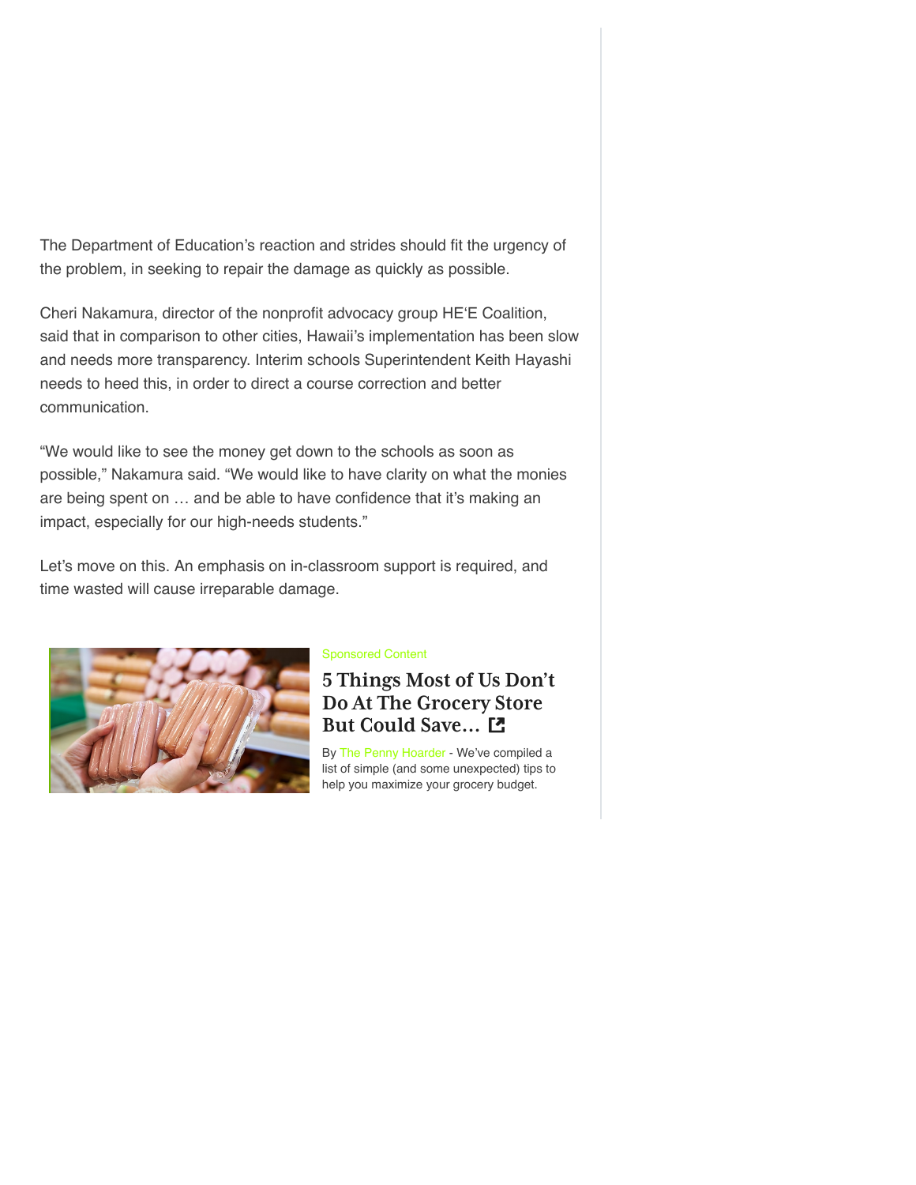The Department of Education's reaction and strides should fit the urgency of the problem, in seeking to repair the damage as quickly as possible.

Cheri Nakamura, director of the nonprofit advocacy group HE'E Coalition, said that in comparison to other cities, Hawaii's implementation has been slow and needs more transparency. Interim schools Superintendent Keith Hayashi needs to heed this, in order to direct a course correction and better communication.

"We would like to see the money get down to the schools as soon as possible," Nakamura said. "We would like to have clarity on what the monies are being spent on … and be able to have confidence that it's making an impact, especially for our high-needs students."

Let's move on this. An emphasis on in-classroom support is required, and time wasted will cause irreparable damage.

Sponsored Content

**5 Things Most of Us Don't Do At The Grocery Store But Could Save…**

By The Penny Hoarder - We've compiled a list of simple (and some unexpected) tips to help you maximize your grocery budget.